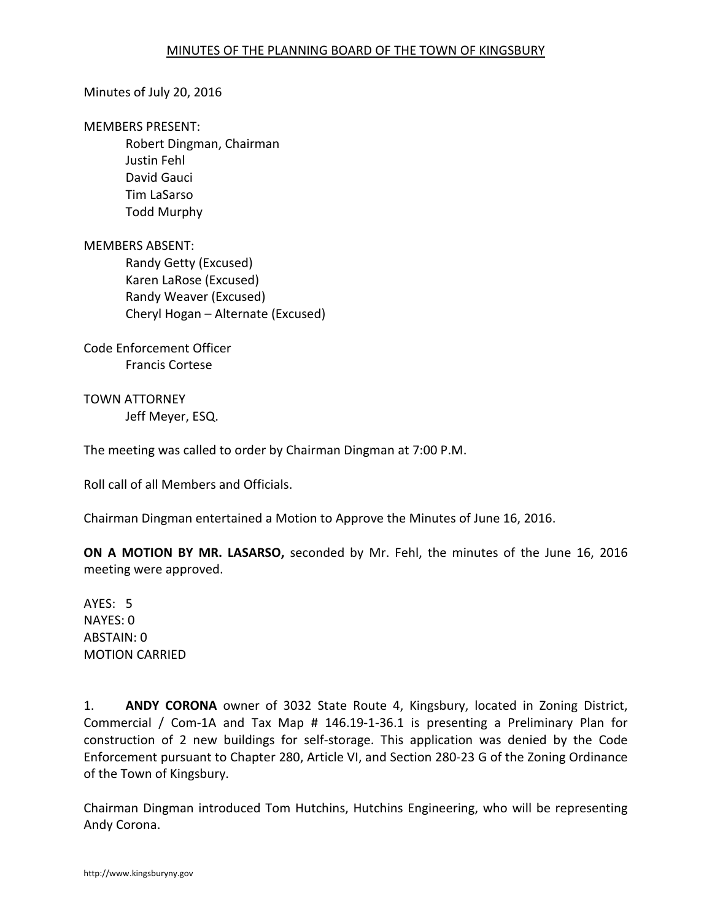## MINUTES OF THE PLANNING BOARD OF THE TOWN OF KINGSBURY

Minutes of July 20, 2016

MEMBERS PRESENT:

Robert Dingman, Chairman
Justin Fehl
David Gauci
Tim LaSarso
Todd Murphy

MEMBERS ABSENT:

Randy Getty (Excused)
Karen LaRose (Excused)
Randy Weaver (Excused)
Cheryl Hogan – Alternate (Excused)

Code Enforcement Officer

Francis Cortese

TOWN ATTORNEY

Jeff Meyer, ESQ.

The meeting was called to order by Chairman Dingman at 7:00 P.M.

Roll call of all Members and Officials.

Chairman Dingman entertained a Motion to Approve the Minutes of June 16, 2016.

**ON A MOTION BY MR. LASARSO,** seconded by Mr. Fehl, the minutes of the June 16, 2016 meeting were approved.

AYES: 5
NAYES: 0
ABSTAIN: 0
MOTION CARRIED

1. **ANDY CORONA** owner of 3032 State Route 4, Kingsbury, located in Zoning District, Commercial / Com-1A and Tax Map # 146.19-1-36.1 is presenting a Preliminary Plan for construction of 2 new buildings for self-storage. This application was denied by the Code Enforcement pursuant to Chapter 280, Article VI, and Section 280-23 G of the Zoning Ordinance of the Town of Kingsbury.

Chairman Dingman introduced Tom Hutchins, Hutchins Engineering, who will be representing Andy Corona.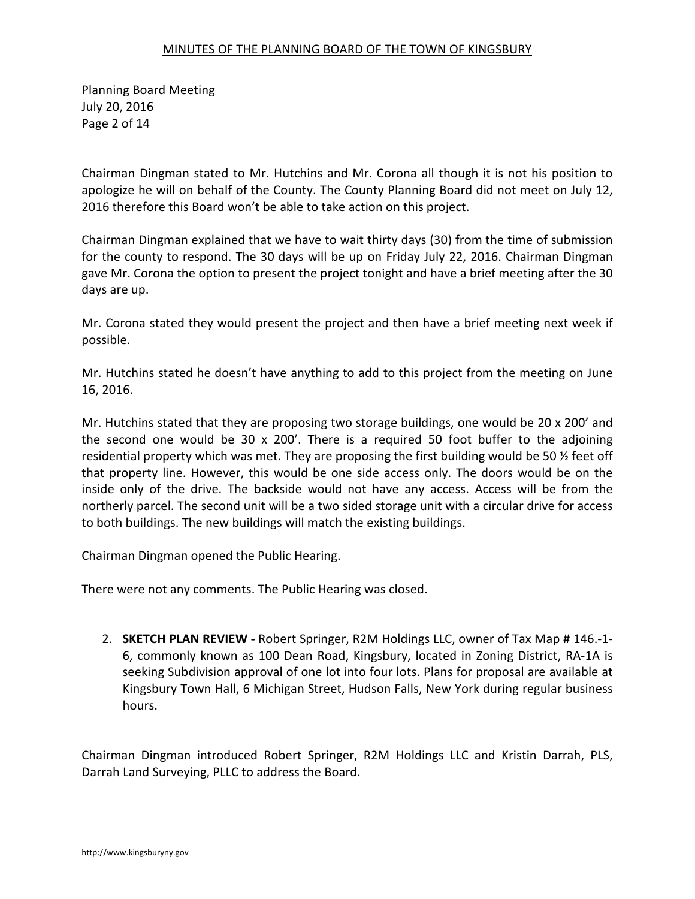Chairman Dingman stated to Mr. Hutchins and Mr. Corona all though it is not his position to apologize he will on behalf of the County. The County Planning Board did not meet on July 12, 2016 therefore this Board won't be able to take action on this project.

Chairman Dingman explained that we have to wait thirty days (30) from the time of submission for the county to respond. The 30 days will be up on Friday July 22, 2016. Chairman Dingman gave Mr. Corona the option to present the project tonight and have a brief meeting after the 30 days are up.

Mr. Corona stated they would present the project and then have a brief meeting next week if possible.

Mr. Hutchins stated he doesn't have anything to add to this project from the meeting on June 16, 2016.

Mr. Hutchins stated that they are proposing two storage buildings, one would be 20 x 200' and the second one would be 30 x 200'. There is a required 50 foot buffer to the adjoining residential property which was met. They are proposing the first building would be 50 ½ feet off that property line. However, this would be one side access only. The doors would be on the inside only of the drive. The backside would not have any access. Access will be from the northerly parcel. The second unit will be a two sided storage unit with a circular drive for access to both buildings. The new buildings will match the existing buildings.

Chairman Dingman opened the Public Hearing.

There were not any comments. The Public Hearing was closed.

2. **SKETCH PLAN REVIEW -** Robert Springer, R2M Holdings LLC, owner of Tax Map # 146.-1-6, commonly known as 100 Dean Road, Kingsbury, located in Zoning District, RA-1A is seeking Subdivision approval of one lot into four lots. Plans for proposal are available at Kingsbury Town Hall, 6 Michigan Street, Hudson Falls, New York during regular business hours.

Chairman Dingman introduced Robert Springer, R2M Holdings LLC and Kristin Darrah, PLS, Darrah Land Surveying, PLLC to address the Board.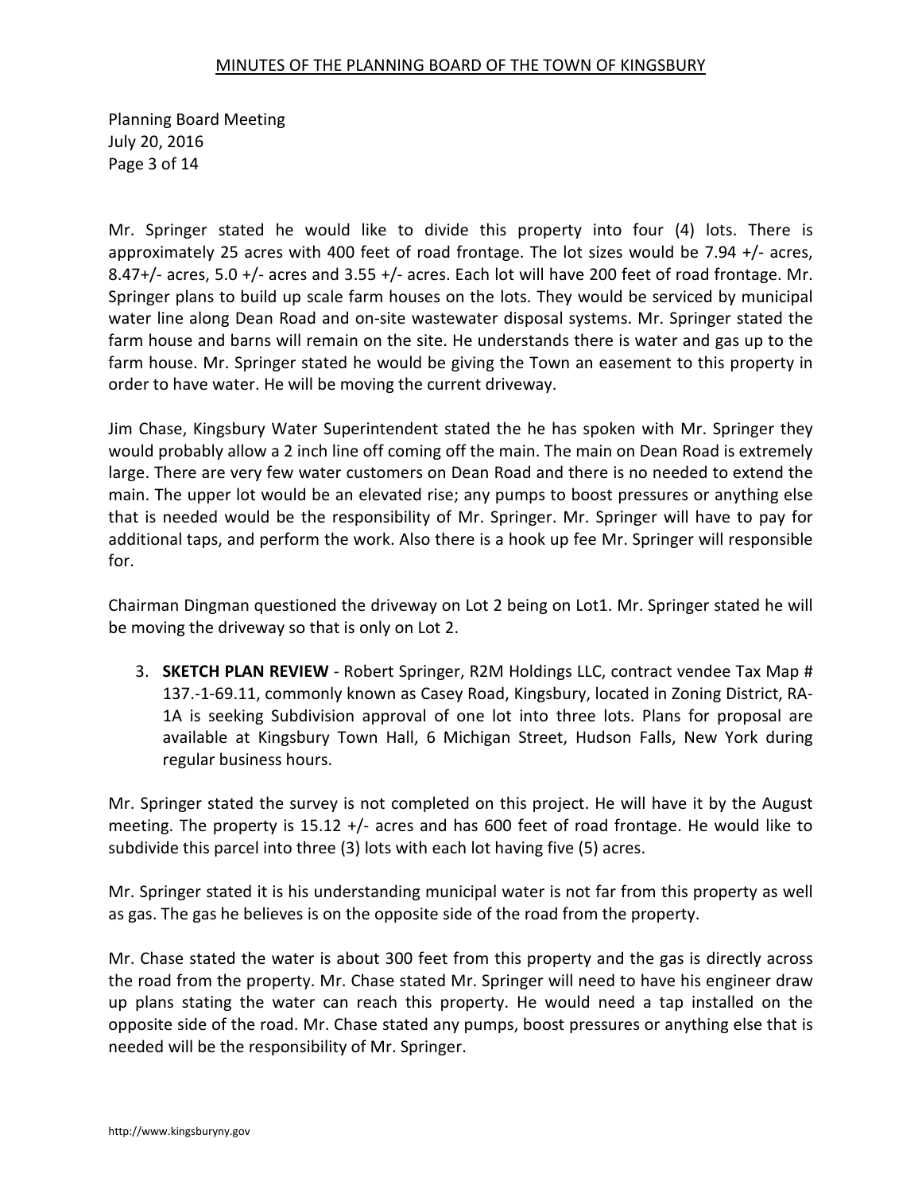Mr. Springer stated he would like to divide this property into four (4) lots. There is approximately 25 acres with 400 feet of road frontage. The lot sizes would be 7.94 +/- acres, 8.47+/- acres, 5.0 +/- acres and 3.55 +/- acres. Each lot will have 200 feet of road frontage. Mr. Springer plans to build up scale farm houses on the lots. They would be serviced by municipal water line along Dean Road and on-site wastewater disposal systems. Mr. Springer stated the farm house and barns will remain on the site. He understands there is water and gas up to the farm house. Mr. Springer stated he would be giving the Town an easement to this property in order to have water. He will be moving the current driveway.

Jim Chase, Kingsbury Water Superintendent stated the he has spoken with Mr. Springer they would probably allow a 2 inch line off coming off the main. The main on Dean Road is extremely large. There are very few water customers on Dean Road and there is no needed to extend the main. The upper lot would be an elevated rise; any pumps to boost pressures or anything else that is needed would be the responsibility of Mr. Springer. Mr. Springer will have to pay for additional taps, and perform the work. Also there is a hook up fee Mr. Springer will responsible for.

Chairman Dingman questioned the driveway on Lot 2 being on Lot1. Mr. Springer stated he will be moving the driveway so that is only on Lot 2.

3. **SKETCH PLAN REVIEW** - Robert Springer, R2M Holdings LLC, contract vendee Tax Map # 137.-1-69.11, commonly known as Casey Road, Kingsbury, located in Zoning District, RA-1A is seeking Subdivision approval of one lot into three lots. Plans for proposal are available at Kingsbury Town Hall, 6 Michigan Street, Hudson Falls, New York during regular business hours.

Mr. Springer stated the survey is not completed on this project. He will have it by the August meeting. The property is 15.12 +/- acres and has 600 feet of road frontage. He would like to subdivide this parcel into three (3) lots with each lot having five (5) acres.

Mr. Springer stated it is his understanding municipal water is not far from this property as well as gas. The gas he believes is on the opposite side of the road from the property.

Mr. Chase stated the water is about 300 feet from this property and the gas is directly across the road from the property. Mr. Chase stated Mr. Springer will need to have his engineer draw up plans stating the water can reach this property. He would need a tap installed on the opposite side of the road. Mr. Chase stated any pumps, boost pressures or anything else that is needed will be the responsibility of Mr. Springer.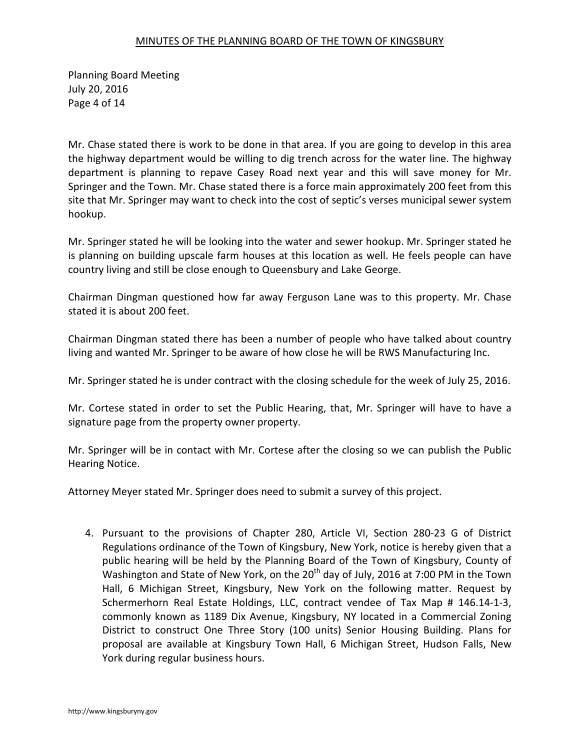Mr. Chase stated there is work to be done in that area. If you are going to develop in this area the highway department would be willing to dig trench across for the water line. The highway department is planning to repave Casey Road next year and this will save money for Mr. Springer and the Town. Mr. Chase stated there is a force main approximately 200 feet from this site that Mr. Springer may want to check into the cost of septic's verses municipal sewer system hookup.

Mr. Springer stated he will be looking into the water and sewer hookup. Mr. Springer stated he is planning on building upscale farm houses at this location as well. He feels people can have country living and still be close enough to Queensbury and Lake George.

Chairman Dingman questioned how far away Ferguson Lane was to this property. Mr. Chase stated it is about 200 feet.

Chairman Dingman stated there has been a number of people who have talked about country living and wanted Mr. Springer to be aware of how close he will be RWS Manufacturing Inc.

Mr. Springer stated he is under contract with the closing schedule for the week of July 25, 2016.

Mr. Cortese stated in order to set the Public Hearing, that, Mr. Springer will have to have a signature page from the property owner property.

Mr. Springer will be in contact with Mr. Cortese after the closing so we can publish the Public Hearing Notice.

Attorney Meyer stated Mr. Springer does need to submit a survey of this project.

4. Pursuant to the provisions of Chapter 280, Article VI, Section 280-23 G of District Regulations ordinance of the Town of Kingsbury, New York, notice is hereby given that a public hearing will be held by the Planning Board of the Town of Kingsbury, County of Washington and State of New York, on the 20th day of July, 2016 at 7:00 PM in the Town Hall, 6 Michigan Street, Kingsbury, New York on the following matter. Request by Schermerhorn Real Estate Holdings, LLC, contract vendee of Tax Map # 146.14-1-3, commonly known as 1189 Dix Avenue, Kingsbury, NY located in a Commercial Zoning District to construct One Three Story (100 units) Senior Housing Building. Plans for proposal are available at Kingsbury Town Hall, 6 Michigan Street, Hudson Falls, New York during regular business hours.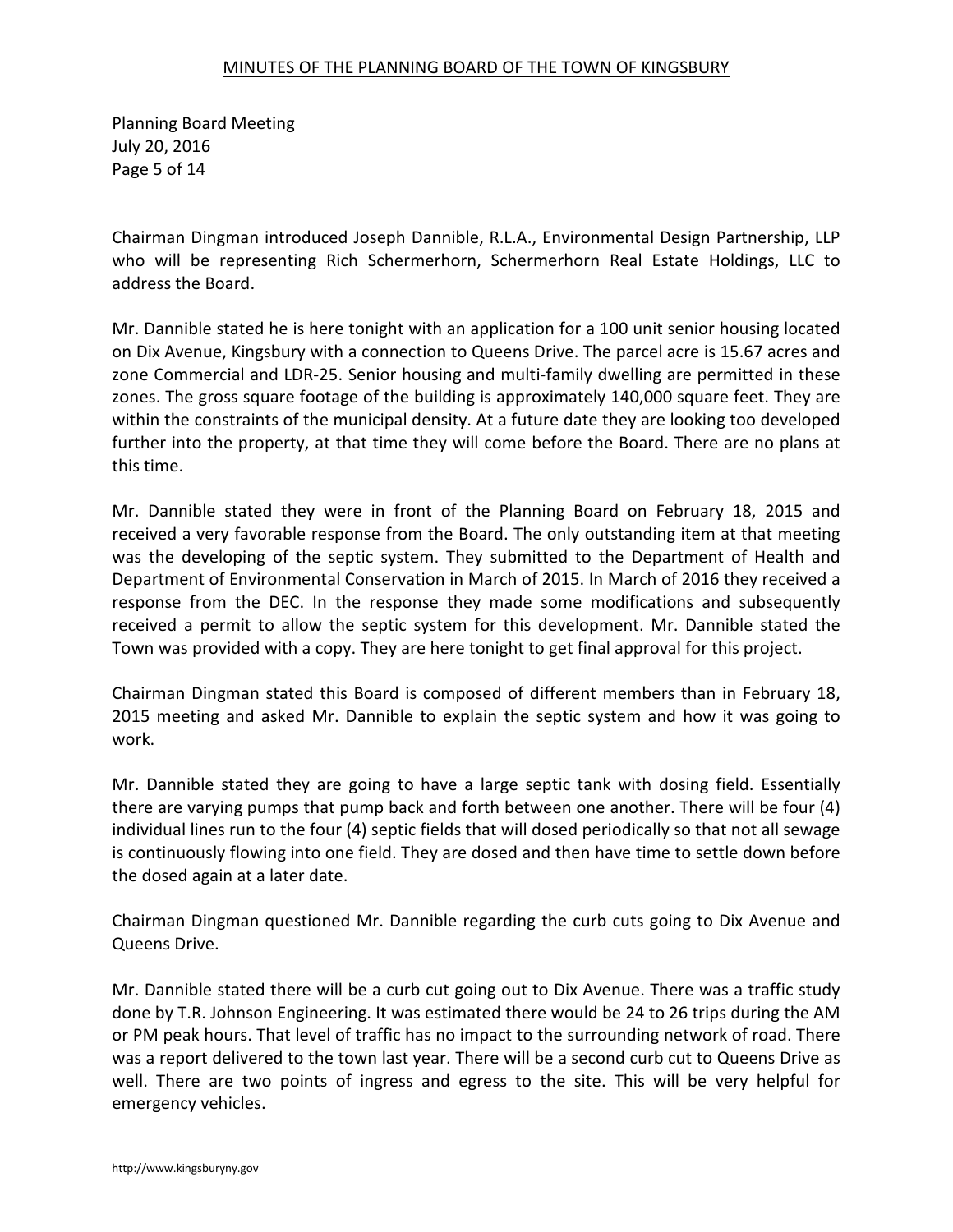Chairman Dingman introduced Joseph Dannible, R.L.A., Environmental Design Partnership, LLP who will be representing Rich Schermerhorn, Schermerhorn Real Estate Holdings, LLC to address the Board.

Mr. Dannible stated he is here tonight with an application for a 100 unit senior housing located on Dix Avenue, Kingsbury with a connection to Queens Drive. The parcel acre is 15.67 acres and zone Commercial and LDR-25. Senior housing and multi-family dwelling are permitted in these zones. The gross square footage of the building is approximately 140,000 square feet. They are within the constraints of the municipal density. At a future date they are looking too developed further into the property, at that time they will come before the Board. There are no plans at this time.

Mr. Dannible stated they were in front of the Planning Board on February 18, 2015 and received a very favorable response from the Board. The only outstanding item at that meeting was the developing of the septic system. They submitted to the Department of Health and Department of Environmental Conservation in March of 2015. In March of 2016 they received a response from the DEC. In the response they made some modifications and subsequently received a permit to allow the septic system for this development. Mr. Dannible stated the Town was provided with a copy. They are here tonight to get final approval for this project.

Chairman Dingman stated this Board is composed of different members than in February 18, 2015 meeting and asked Mr. Dannible to explain the septic system and how it was going to work.

Mr. Dannible stated they are going to have a large septic tank with dosing field. Essentially there are varying pumps that pump back and forth between one another. There will be four (4) individual lines run to the four (4) septic fields that will dosed periodically so that not all sewage is continuously flowing into one field. They are dosed and then have time to settle down before the dosed again at a later date.

Chairman Dingman questioned Mr. Dannible regarding the curb cuts going to Dix Avenue and Queens Drive.

Mr. Dannible stated there will be a curb cut going out to Dix Avenue. There was a traffic study done by T.R. Johnson Engineering. It was estimated there would be 24 to 26 trips during the AM or PM peak hours. That level of traffic has no impact to the surrounding network of road. There was a report delivered to the town last year. There will be a second curb cut to Queens Drive as well. There are two points of ingress and egress to the site. This will be very helpful for emergency vehicles.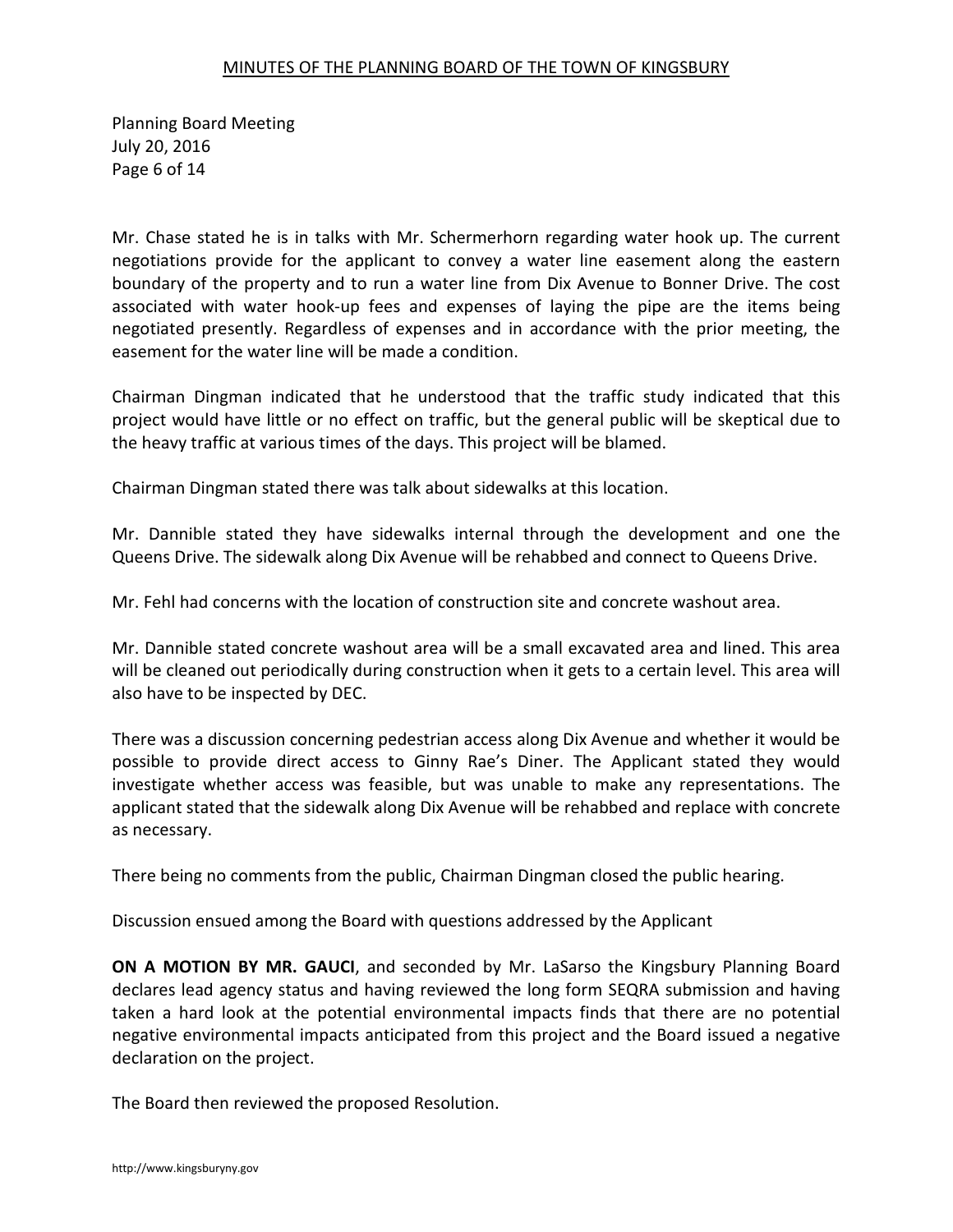Mr. Chase stated he is in talks with Mr. Schermerhorn regarding water hook up. The current negotiations provide for the applicant to convey a water line easement along the eastern boundary of the property and to run a water line from Dix Avenue to Bonner Drive. The cost associated with water hook-up fees and expenses of laying the pipe are the items being negotiated presently. Regardless of expenses and in accordance with the prior meeting, the easement for the water line will be made a condition.

Chairman Dingman indicated that he understood that the traffic study indicated that this project would have little or no effect on traffic, but the general public will be skeptical due to the heavy traffic at various times of the days. This project will be blamed.

Chairman Dingman stated there was talk about sidewalks at this location.

Mr. Dannible stated they have sidewalks internal through the development and one the Queens Drive. The sidewalk along Dix Avenue will be rehabbed and connect to Queens Drive.

Mr. Fehl had concerns with the location of construction site and concrete washout area.

Mr. Dannible stated concrete washout area will be a small excavated area and lined. This area will be cleaned out periodically during construction when it gets to a certain level. This area will also have to be inspected by DEC.

There was a discussion concerning pedestrian access along Dix Avenue and whether it would be possible to provide direct access to Ginny Rae's Diner. The Applicant stated they would investigate whether access was feasible, but was unable to make any representations. The applicant stated that the sidewalk along Dix Avenue will be rehabbed and replace with concrete as necessary.

There being no comments from the public, Chairman Dingman closed the public hearing.

Discussion ensued among the Board with questions addressed by the Applicant

**ON A MOTION BY MR. GAUCI**, and seconded by Mr. LaSarso the Kingsbury Planning Board declares lead agency status and having reviewed the long form SEQRA submission and having taken a hard look at the potential environmental impacts finds that there are no potential negative environmental impacts anticipated from this project and the Board issued a negative declaration on the project.

The Board then reviewed the proposed Resolution.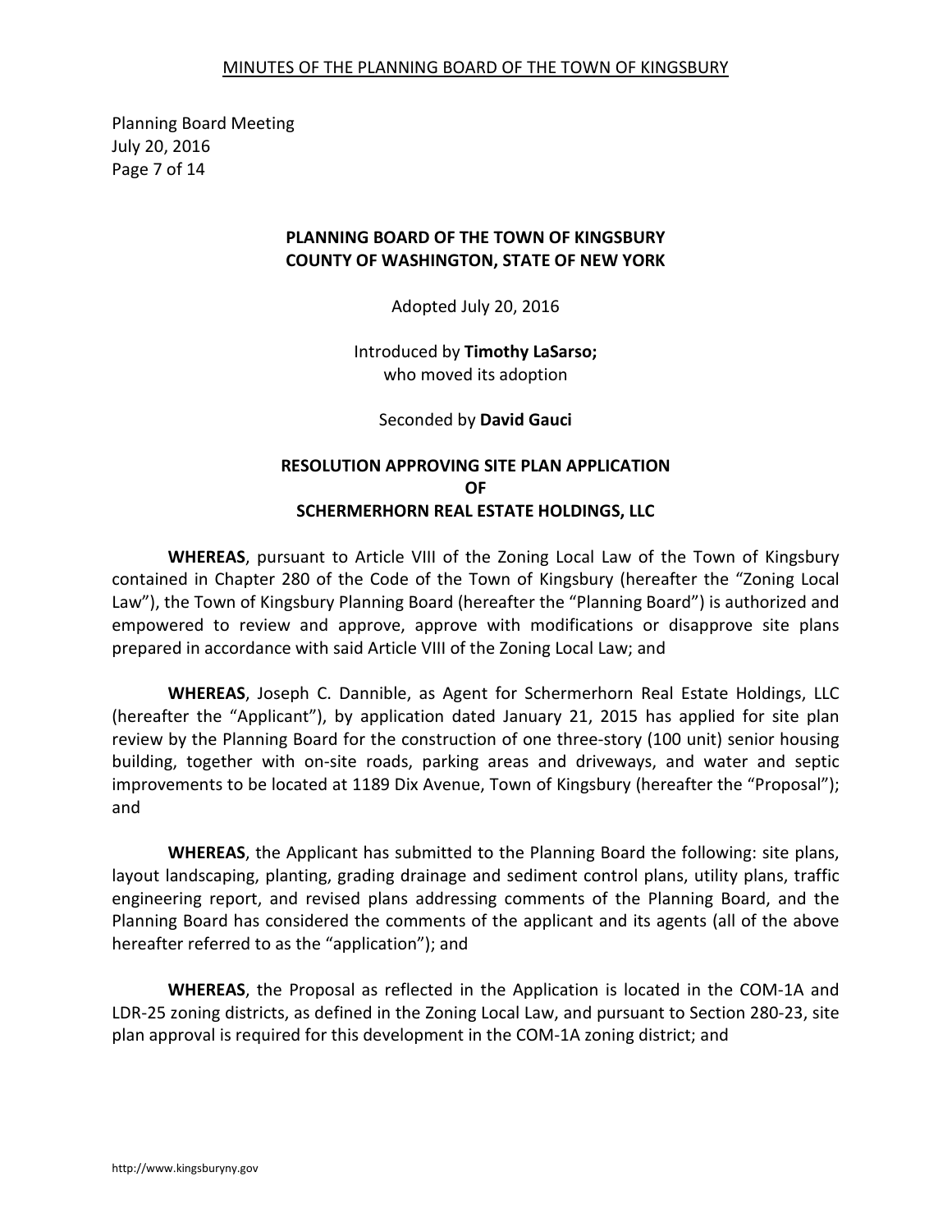**PLANNING BOARD OF THE TOWN OF KINGSBURY**
**COUNTY OF WASHINGTON, STATE OF NEW YORK**

Adopted July 20, 2016

Introduced by **Timothy LaSarso;**
who moved its adoption

Seconded by **David Gauci**

**RESOLUTION APPROVING SITE PLAN APPLICATION**
**OF**
**SCHERMERHORN REAL ESTATE HOLDINGS, LLC**

**WHEREAS**, pursuant to Article VIII of the Zoning Local Law of the Town of Kingsbury contained in Chapter 280 of the Code of the Town of Kingsbury (hereafter the "Zoning Local Law"), the Town of Kingsbury Planning Board (hereafter the "Planning Board") is authorized and empowered to review and approve, approve with modifications or disapprove site plans prepared in accordance with said Article VIII of the Zoning Local Law; and

**WHEREAS**, Joseph C. Dannible, as Agent for Schermerhorn Real Estate Holdings, LLC (hereafter the "Applicant"), by application dated January 21, 2015 has applied for site plan review by the Planning Board for the construction of one three-story (100 unit) senior housing building, together with on-site roads, parking areas and driveways, and water and septic improvements to be located at 1189 Dix Avenue, Town of Kingsbury (hereafter the "Proposal"); and

**WHEREAS**, the Applicant has submitted to the Planning Board the following: site plans, layout landscaping, planting, grading drainage and sediment control plans, utility plans, traffic engineering report, and revised plans addressing comments of the Planning Board, and the Planning Board has considered the comments of the applicant and its agents (all of the above hereafter referred to as the "application"); and

**WHEREAS**, the Proposal as reflected in the Application is located in the COM-1A and LDR-25 zoning districts, as defined in the Zoning Local Law, and pursuant to Section 280-23, site plan approval is required for this development in the COM-1A zoning district; and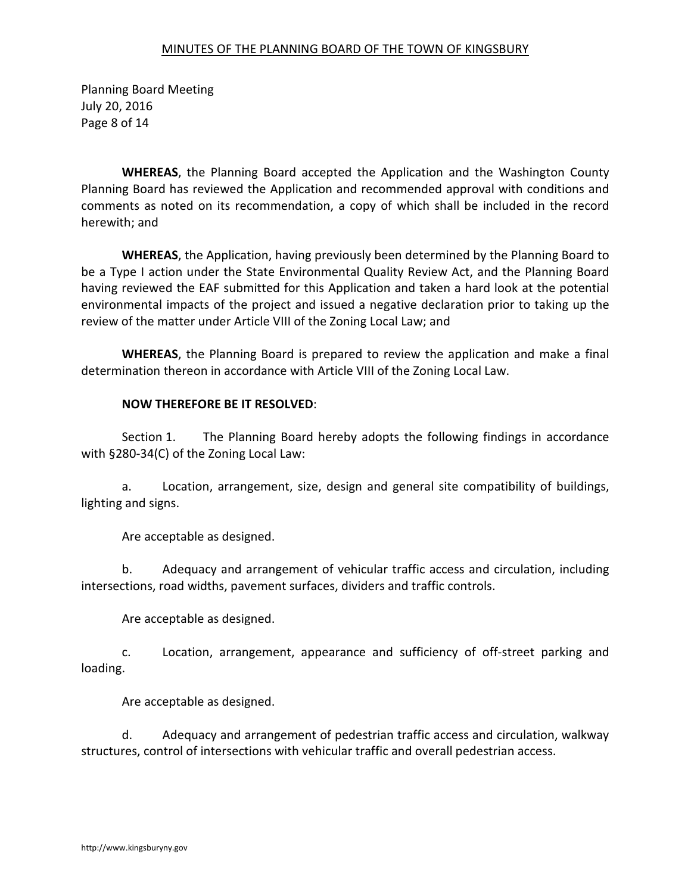**WHEREAS**, the Planning Board accepted the Application and the Washington County Planning Board has reviewed the Application and recommended approval with conditions and comments as noted on its recommendation, a copy of which shall be included in the record herewith; and

**WHEREAS**, the Application, having previously been determined by the Planning Board to be a Type I action under the State Environmental Quality Review Act, and the Planning Board having reviewed the EAF submitted for this Application and taken a hard look at the potential environmental impacts of the project and issued a negative declaration prior to taking up the review of the matter under Article VIII of the Zoning Local Law; and

**WHEREAS**, the Planning Board is prepared to review the application and make a final determination thereon in accordance with Article VIII of the Zoning Local Law.

**NOW THEREFORE BE IT RESOLVED**:

Section 1. The Planning Board hereby adopts the following findings in accordance with §280-34(C) of the Zoning Local Law:

a. Location, arrangement, size, design and general site compatibility of buildings, lighting and signs.

Are acceptable as designed.

b. Adequacy and arrangement of vehicular traffic access and circulation, including intersections, road widths, pavement surfaces, dividers and traffic controls.

Are acceptable as designed.

c. Location, arrangement, appearance and sufficiency of off-street parking and loading.

Are acceptable as designed.

d. Adequacy and arrangement of pedestrian traffic access and circulation, walkway structures, control of intersections with vehicular traffic and overall pedestrian access.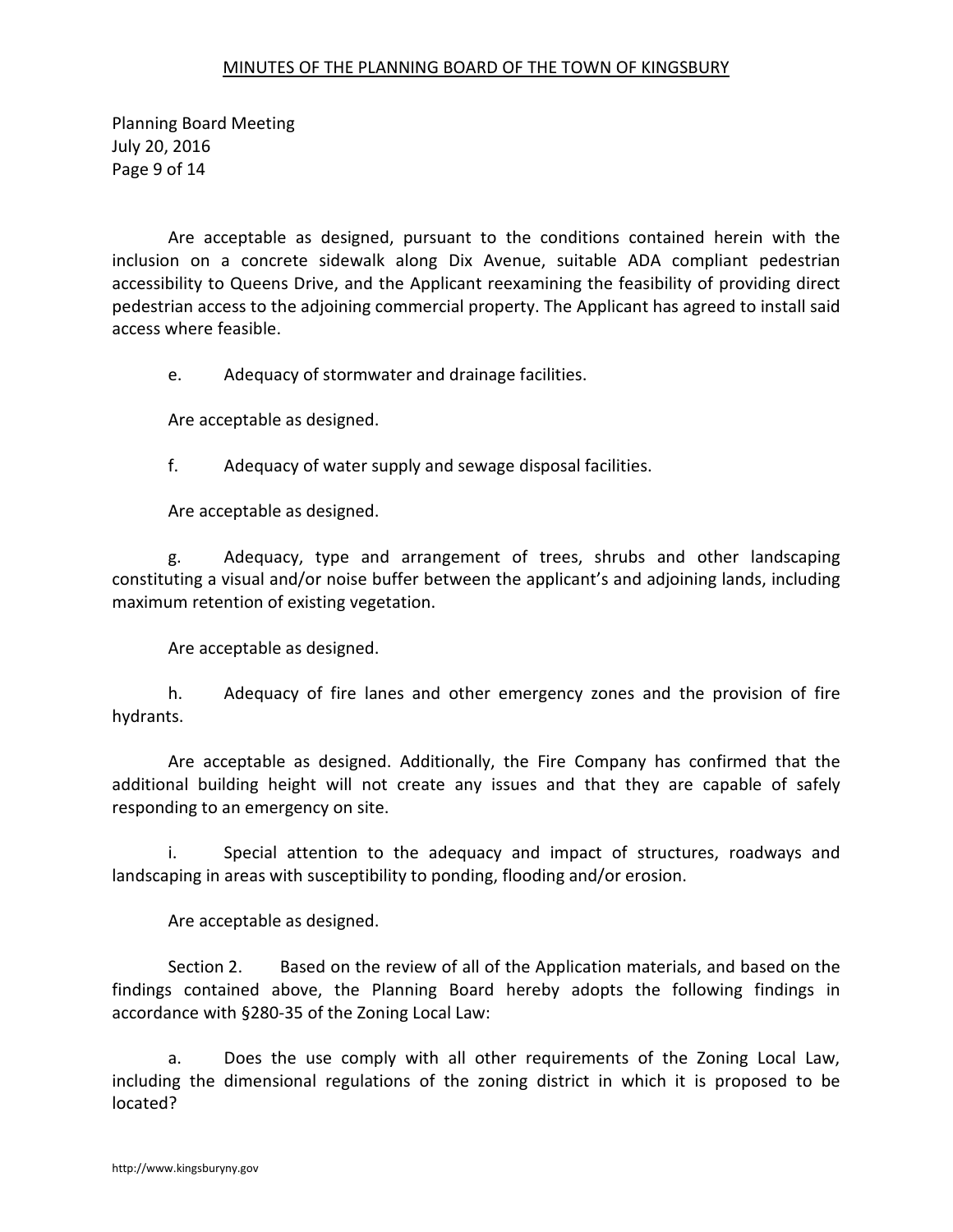Are acceptable as designed, pursuant to the conditions contained herein with the inclusion on a concrete sidewalk along Dix Avenue, suitable ADA compliant pedestrian accessibility to Queens Drive, and the Applicant reexamining the feasibility of providing direct pedestrian access to the adjoining commercial property. The Applicant has agreed to install said access where feasible.

e. Adequacy of stormwater and drainage facilities.

Are acceptable as designed.

f. Adequacy of water supply and sewage disposal facilities.

Are acceptable as designed.

g. Adequacy, type and arrangement of trees, shrubs and other landscaping constituting a visual and/or noise buffer between the applicant's and adjoining lands, including maximum retention of existing vegetation.

Are acceptable as designed.

h. Adequacy of fire lanes and other emergency zones and the provision of fire hydrants.

Are acceptable as designed. Additionally, the Fire Company has confirmed that the additional building height will not create any issues and that they are capable of safely responding to an emergency on site.

i. Special attention to the adequacy and impact of structures, roadways and landscaping in areas with susceptibility to ponding, flooding and/or erosion.

Are acceptable as designed.

Section 2. Based on the review of all of the Application materials, and based on the findings contained above, the Planning Board hereby adopts the following findings in accordance with §280-35 of the Zoning Local Law:

a. Does the use comply with all other requirements of the Zoning Local Law, including the dimensional regulations of the zoning district in which it is proposed to be located?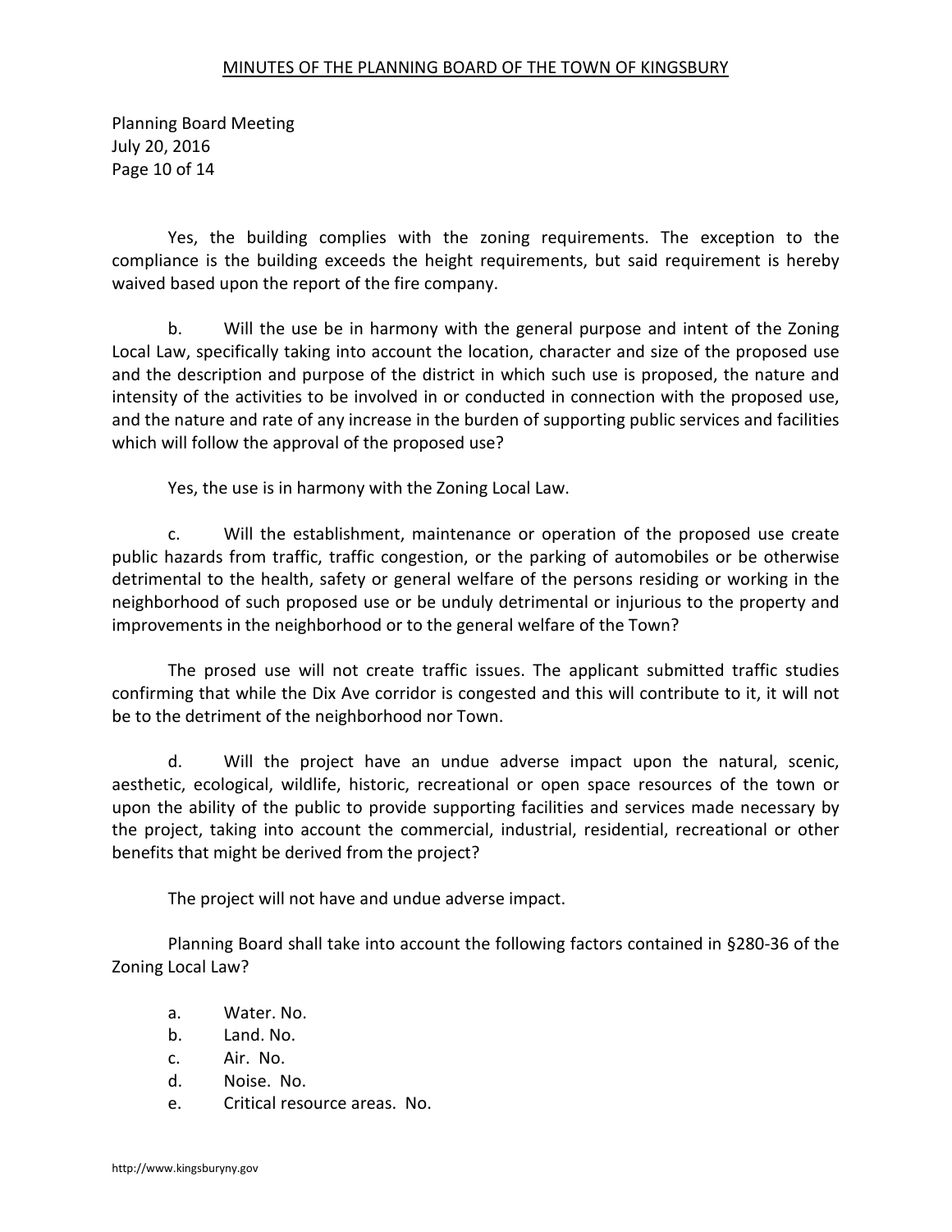Yes, the building complies with the zoning requirements. The exception to the compliance is the building exceeds the height requirements, but said requirement is hereby waived based upon the report of the fire company.

b. Will the use be in harmony with the general purpose and intent of the Zoning Local Law, specifically taking into account the location, character and size of the proposed use and the description and purpose of the district in which such use is proposed, the nature and intensity of the activities to be involved in or conducted in connection with the proposed use, and the nature and rate of any increase in the burden of supporting public services and facilities which will follow the approval of the proposed use?

Yes, the use is in harmony with the Zoning Local Law.

c. Will the establishment, maintenance or operation of the proposed use create public hazards from traffic, traffic congestion, or the parking of automobiles or be otherwise detrimental to the health, safety or general welfare of the persons residing or working in the neighborhood of such proposed use or be unduly detrimental or injurious to the property and improvements in the neighborhood or to the general welfare of the Town?

The prosed use will not create traffic issues. The applicant submitted traffic studies confirming that while the Dix Ave corridor is congested and this will contribute to it, it will not be to the detriment of the neighborhood nor Town.

d. Will the project have an undue adverse impact upon the natural, scenic, aesthetic, ecological, wildlife, historic, recreational or open space resources of the town or upon the ability of the public to provide supporting facilities and services made necessary by the project, taking into account the commercial, industrial, residential, recreational or other benefits that might be derived from the project?

The project will not have and undue adverse impact.

Planning Board shall take into account the following factors contained in §280-36 of the Zoning Local Law?

a. Water. No.
b. Land. No.
c. Air. No.
d. Noise. No.
e. Critical resource areas. No.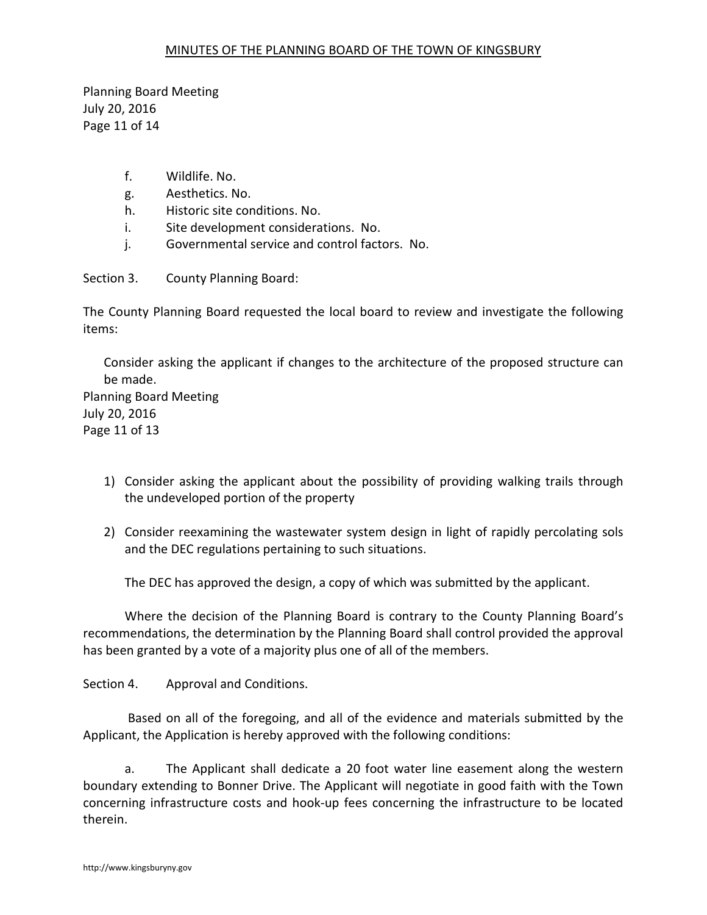f. Wildlife. No.
g. Aesthetics. No.
h. Historic site conditions. No.
i. Site development considerations. No.
j. Governmental service and control factors. No.

Section 3. County Planning Board:

The County Planning Board requested the local board to review and investigate the following items:

Consider asking the applicant if changes to the architecture of the proposed structure can be made.

Planning Board Meeting
July 20, 2016
Page 11 of 13

1) Consider asking the applicant about the possibility of providing walking trails through the undeveloped portion of the property

2) Consider reexamining the wastewater system design in light of rapidly percolating sols and the DEC regulations pertaining to such situations.

   The DEC has approved the design, a copy of which was submitted by the applicant.

Where the decision of the Planning Board is contrary to the County Planning Board's recommendations, the determination by the Planning Board shall control provided the approval has been granted by a vote of a majority plus one of all of the members.

Section 4. Approval and Conditions.

Based on all of the foregoing, and all of the evidence and materials submitted by the Applicant, the Application is hereby approved with the following conditions:

a. The Applicant shall dedicate a 20 foot water line easement along the western boundary extending to Bonner Drive. The Applicant will negotiate in good faith with the Town concerning infrastructure costs and hook-up fees concerning the infrastructure to be located therein.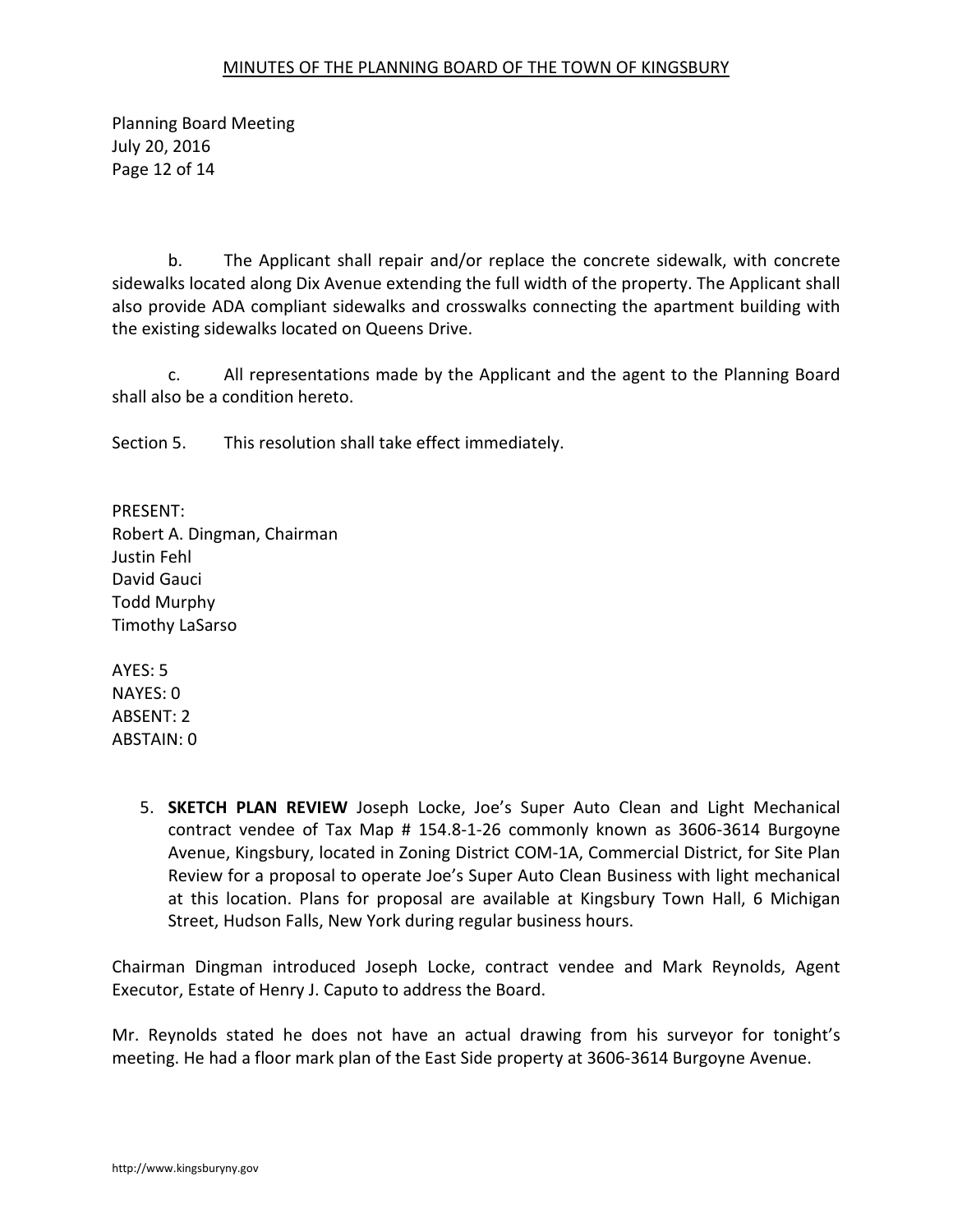b. The Applicant shall repair and/or replace the concrete sidewalk, with concrete sidewalks located along Dix Avenue extending the full width of the property. The Applicant shall also provide ADA compliant sidewalks and crosswalks connecting the apartment building with the existing sidewalks located on Queens Drive.

c. All representations made by the Applicant and the agent to the Planning Board shall also be a condition hereto.

Section 5. This resolution shall take effect immediately.

PRESENT:
Robert A. Dingman, Chairman
Justin Fehl
David Gauci
Todd Murphy
Timothy LaSarso

AYES: 5
NAYES: 0
ABSENT: 2
ABSTAIN: 0

5. **SKETCH PLAN REVIEW** Joseph Locke, Joe's Super Auto Clean and Light Mechanical contract vendee of Tax Map # 154.8-1-26 commonly known as 3606-3614 Burgoyne Avenue, Kingsbury, located in Zoning District COM-1A, Commercial District, for Site Plan Review for a proposal to operate Joe's Super Auto Clean Business with light mechanical at this location. Plans for proposal are available at Kingsbury Town Hall, 6 Michigan Street, Hudson Falls, New York during regular business hours.

Chairman Dingman introduced Joseph Locke, contract vendee and Mark Reynolds, Agent Executor, Estate of Henry J. Caputo to address the Board.

Mr. Reynolds stated he does not have an actual drawing from his surveyor for tonight's meeting. He had a floor mark plan of the East Side property at 3606-3614 Burgoyne Avenue.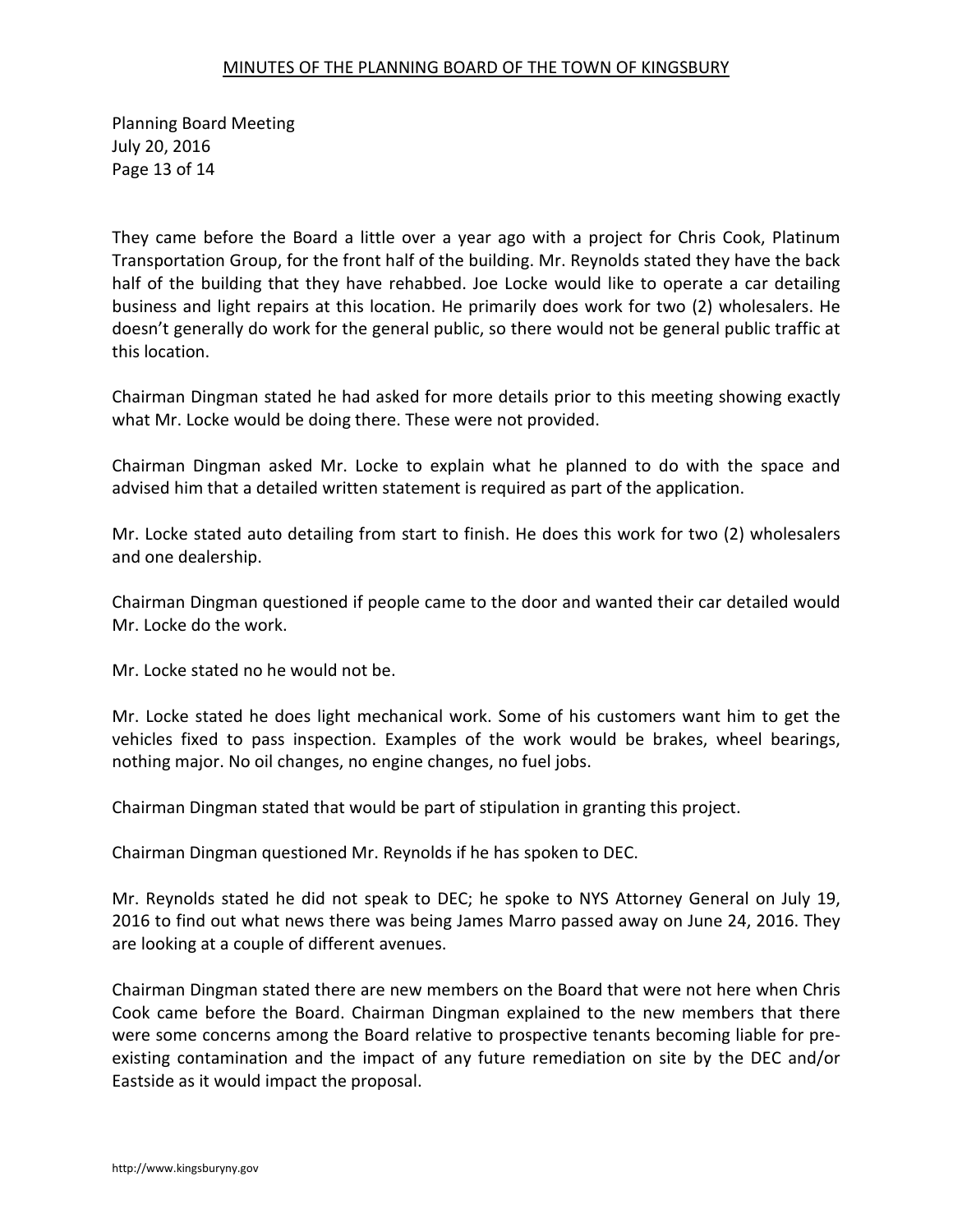They came before the Board a little over a year ago with a project for Chris Cook, Platinum Transportation Group, for the front half of the building. Mr. Reynolds stated they have the back half of the building that they have rehabbed. Joe Locke would like to operate a car detailing business and light repairs at this location. He primarily does work for two (2) wholesalers. He doesn't generally do work for the general public, so there would not be general public traffic at this location.

Chairman Dingman stated he had asked for more details prior to this meeting showing exactly what Mr. Locke would be doing there. These were not provided.

Chairman Dingman asked Mr. Locke to explain what he planned to do with the space and advised him that a detailed written statement is required as part of the application.

Mr. Locke stated auto detailing from start to finish. He does this work for two (2) wholesalers and one dealership.

Chairman Dingman questioned if people came to the door and wanted their car detailed would Mr. Locke do the work.

Mr. Locke stated no he would not be.

Mr. Locke stated he does light mechanical work. Some of his customers want him to get the vehicles fixed to pass inspection. Examples of the work would be brakes, wheel bearings, nothing major. No oil changes, no engine changes, no fuel jobs.

Chairman Dingman stated that would be part of stipulation in granting this project.

Chairman Dingman questioned Mr. Reynolds if he has spoken to DEC.

Mr. Reynolds stated he did not speak to DEC; he spoke to NYS Attorney General on July 19, 2016 to find out what news there was being James Marro passed away on June 24, 2016. They are looking at a couple of different avenues.

Chairman Dingman stated there are new members on the Board that were not here when Chris Cook came before the Board. Chairman Dingman explained to the new members that there were some concerns among the Board relative to prospective tenants becoming liable for pre-existing contamination and the impact of any future remediation on site by the DEC and/or Eastside as it would impact the proposal.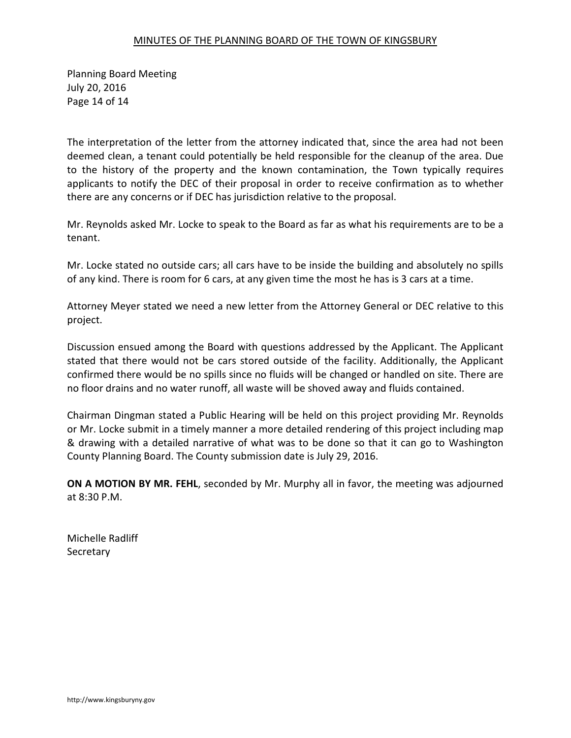The interpretation of the letter from the attorney indicated that, since the area had not been deemed clean, a tenant could potentially be held responsible for the cleanup of the area. Due to the history of the property and the known contamination, the Town typically requires applicants to notify the DEC of their proposal in order to receive confirmation as to whether there are any concerns or if DEC has jurisdiction relative to the proposal.

Mr. Reynolds asked Mr. Locke to speak to the Board as far as what his requirements are to be a tenant.

Mr. Locke stated no outside cars; all cars have to be inside the building and absolutely no spills of any kind. There is room for 6 cars, at any given time the most he has is 3 cars at a time.

Attorney Meyer stated we need a new letter from the Attorney General or DEC relative to this project.

Discussion ensued among the Board with questions addressed by the Applicant. The Applicant stated that there would not be cars stored outside of the facility. Additionally, the Applicant confirmed there would be no spills since no fluids will be changed or handled on site. There are no floor drains and no water runoff, all waste will be shoved away and fluids contained.

Chairman Dingman stated a Public Hearing will be held on this project providing Mr. Reynolds or Mr. Locke submit in a timely manner a more detailed rendering of this project including map & drawing with a detailed narrative of what was to be done so that it can go to Washington County Planning Board. The County submission date is July 29, 2016.

**ON A MOTION BY MR. FEHL**, seconded by Mr. Murphy all in favor, the meeting was adjourned at 8:30 P.M.

Michelle Radliff
Secretary